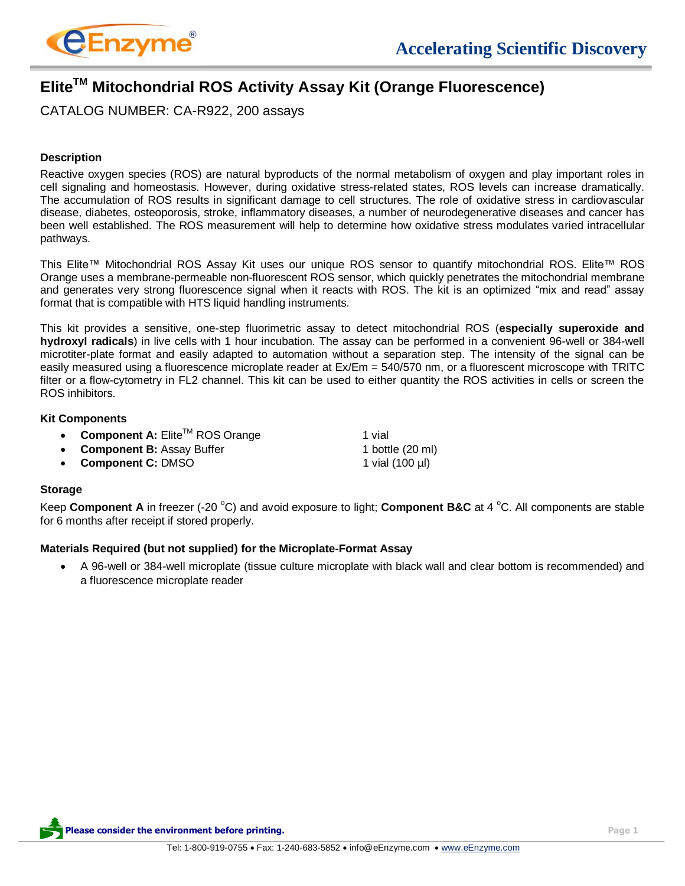# Elite$^{TM}$ Mitochondrial ROS Activity Assay Kit (Orange Fluorescence)

CATALOG NUMBER: CA-R922, 200 assays

### Description

Reactive oxygen species (ROS) are natural byproducts of the normal metabolism of oxygen and play important roles in cell signaling and homeostasis. However, during oxidative stress-related states, ROS levels can increase dramatically. The accumulation of ROS results in significant damage to cell structures. The role of oxidative stress in cardiovascular disease, diabetes, osteoporosis, stroke, inflammatory diseases, a number of neurodegenerative diseases and cancer has been well established. The ROS measurement will help to determine how oxidative stress modulates varied intracellular pathways.

This Elite™ Mitochondrial ROS Assay Kit uses our unique ROS sensor to quantify mitochondrial ROS. Elite™ ROS Orange uses a membrane-permeable non-fluorescent ROS sensor, which quickly penetrates the mitochondrial membrane and generates very strong fluorescence signal when it reacts with ROS. The kit is an optimized "mix and read" assay format that is compatible with HTS liquid handling instruments.

This kit provides a sensitive, one-step fluorimetric assay to detect mitochondrial ROS (**especially superoxide and hydroxyl radicals**) in live cells with 1 hour incubation. The assay can be performed in a convenient 96-well or 384-well microtiter-plate format and easily adapted to automation without a separation step. The intensity of the signal can be easily measured using a fluorescence microplate reader at Ex/Em = 540/570 nm, or a fluorescent microscope with TRITC filter or a flow-cytometry in FL2 channel. This kit can be used to either quantity the ROS activities in cells or screen the ROS inhibitors.

### Kit Components

- **Component A:** Elite$^{TM}$ ROS Orange — 1 vial
- **Component B:** Assay Buffer — 1 bottle (20 ml)
- **Component C:** DMSO — 1 vial (100 µl)

### Storage

Keep **Component A** in freezer (-20 °C) and avoid exposure to light; **Component B&C** at 4 °C. All components are stable for 6 months after receipt if stored properly.

### Materials Required (but not supplied) for the Microplate-Format Assay

- A 96-well or 384-well microplate (tissue culture microplate with black wall and clear bottom is recommended) and a fluorescence microplate reader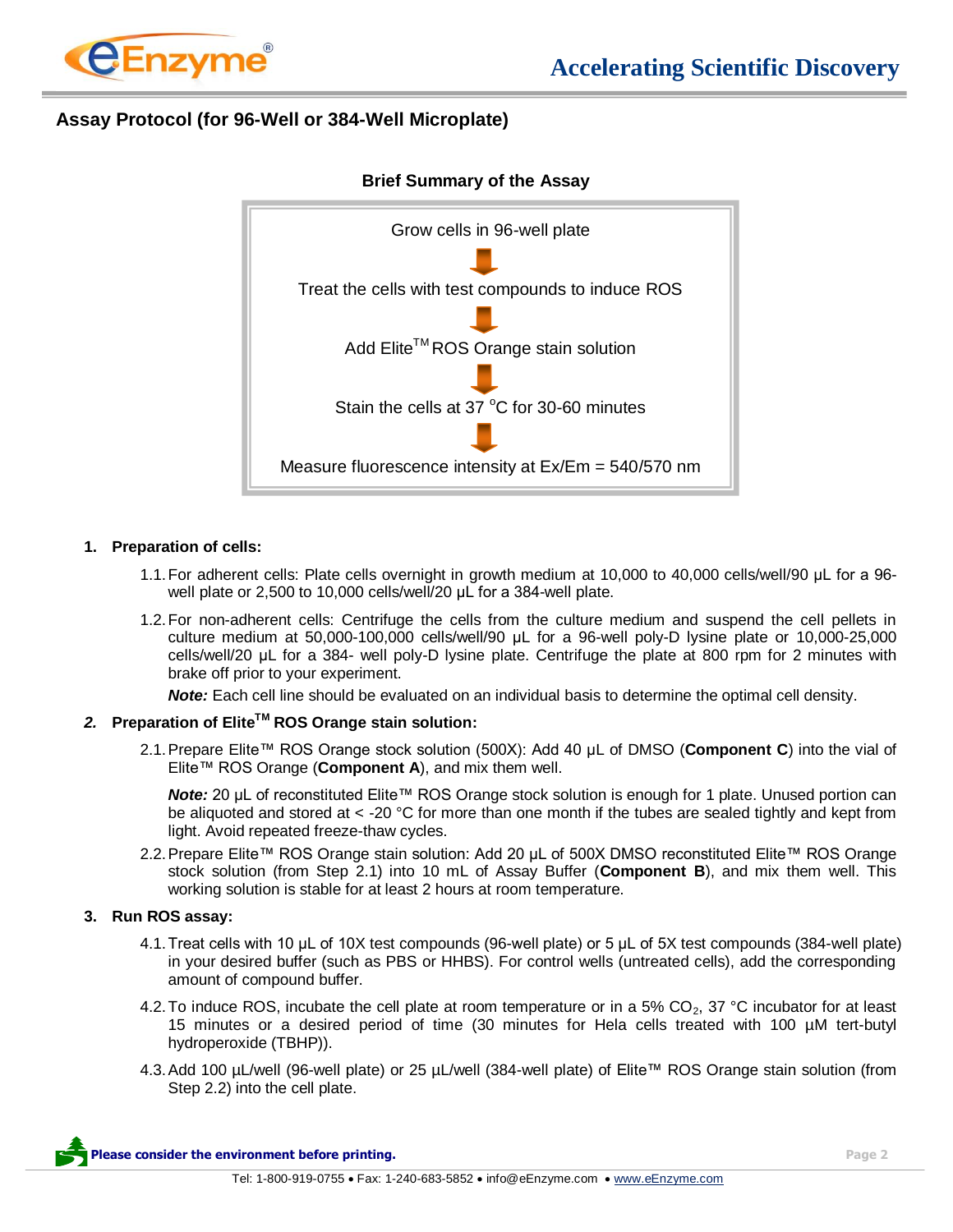## Assay Protocol (for 96-Well or 384-Well Microplate)

**Brief Summary of the Assay**

Grow cells in 96-well plate

↓

Treat the cells with test compounds to induce ROS

↓

Add Elite™ ROS Orange stain solution

↓

Stain the cells at 37 °C for 30-60 minutes

↓

Measure fluorescence intensity at Ex/Em = 540/570 nm

1. **Preparation of cells:**

   1.1. For adherent cells: Plate cells overnight in growth medium at 10,000 to 40,000 cells/well/90 µL for a 96-well plate or 2,500 to 10,000 cells/well/20 µL for a 384-well plate.

   1.2. For non-adherent cells: Centrifuge the cells from the culture medium and suspend the cell pellets in culture medium at 50,000-100,000 cells/well/90 µL for a 96-well poly-D lysine plate or 10,000-25,000 cells/well/20 µL for a 384- well poly-D lysine plate. Centrifuge the plate at 800 rpm for 2 minutes with brake off prior to your experiment.

   ***Note:*** Each cell line should be evaluated on an individual basis to determine the optimal cell density.

2. **Preparation of Elite™ ROS Orange stain solution:**

   2.1. Prepare Elite™ ROS Orange stock solution (500X): Add 40 µL of DMSO (**Component C**) into the vial of Elite™ ROS Orange (**Component A**), and mix them well.

   ***Note:*** 20 µL of reconstituted Elite™ ROS Orange stock solution is enough for 1 plate. Unused portion can be aliquoted and stored at < -20 °C for more than one month if the tubes are sealed tightly and kept from light. Avoid repeated freeze-thaw cycles.

   2.2. Prepare Elite™ ROS Orange stain solution: Add 20 µL of 500X DMSO reconstituted Elite™ ROS Orange stock solution (from Step 2.1) into 10 mL of Assay Buffer (**Component B**), and mix them well. This working solution is stable for at least 2 hours at room temperature.

3. **Run ROS assay:**

   4.1. Treat cells with 10 µL of 10X test compounds (96-well plate) or 5 µL of 5X test compounds (384-well plate) in your desired buffer (such as PBS or HHBS). For control wells (untreated cells), add the corresponding amount of compound buffer.

   4.2. To induce ROS, incubate the cell plate at room temperature or in a 5% $CO_2$, 37 °C incubator for at least 15 minutes or a desired period of time (30 minutes for Hela cells treated with 100 µM tert-butyl hydroperoxide (TBHP)).

   4.3. Add 100 µL/well (96-well plate) or 25 µL/well (384-well plate) of Elite™ ROS Orange stain solution (from Step 2.2) into the cell plate.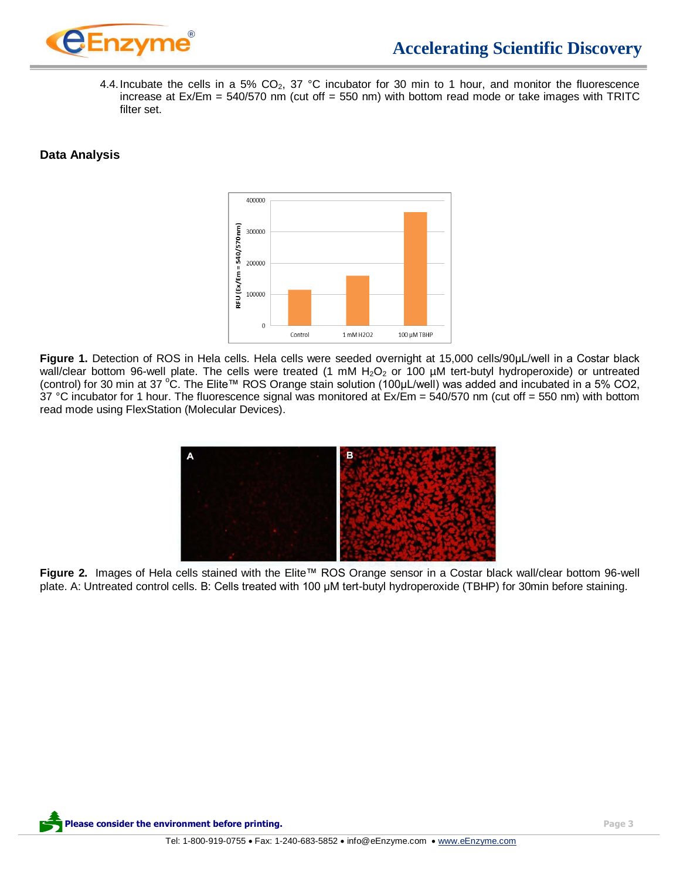4.4. Incubate the cells in a 5% $CO_2$, 37 °C incubator for 30 min to 1 hour, and monitor the fluorescence increase at Ex/Em = 540/570 nm (cut off = 550 nm) with bottom read mode or take images with TRITC filter set.

## Data Analysis

**Figure 1.** Detection of ROS in Hela cells. Hela cells were seeded overnight at 15,000 cells/90µL/well in a Costar black wall/clear bottom 96-well plate. The cells were treated (1 mM $H_2O_2$ or 100 µM tert-butyl hydroperoxide) or untreated (control) for 30 min at 37 °C. The Elite™ ROS Orange stain solution (100µL/well) was added and incubated in a 5% CO2, 37 °C incubator for 1 hour. The fluorescence signal was monitored at Ex/Em = 540/570 nm (cut off = 550 nm) with bottom read mode using FlexStation (Molecular Devices).

**Figure 2.** Images of Hela cells stained with the Elite™ ROS Orange sensor in a Costar black wall/clear bottom 96-well plate. A: Untreated control cells. B: Cells treated with 100 µM tert-butyl hydroperoxide (TBHP) for 30min before staining.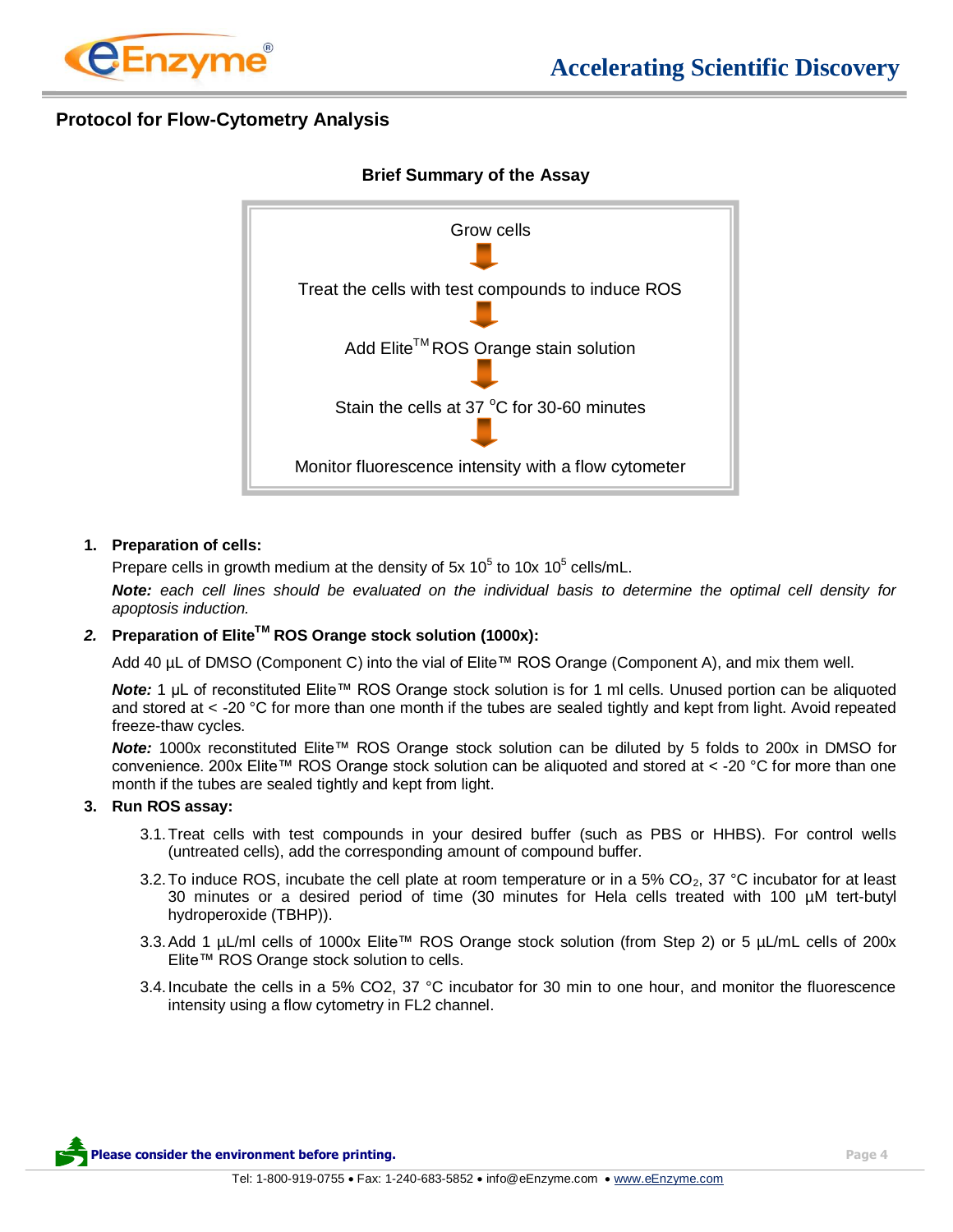## Protocol for Flow-Cytometry Analysis

### Brief Summary of the Assay

Grow cells

↓

Treat the cells with test compounds to induce ROS

↓

Add Elite™ ROS Orange stain solution

↓

Stain the cells at 37 °C for 30-60 minutes

↓

Monitor fluorescence intensity with a flow cytometer

1. **Preparation of cells:**

   Prepare cells in growth medium at the density of 5x $10^5$ to 10x $10^5$ cells/mL.

   ***Note:*** *each cell lines should be evaluated on the individual basis to determine the optimal cell density for apoptosis induction.*

2. **Preparation of Elite™ ROS Orange stock solution (1000x):**

   Add 40 µL of DMSO (Component C) into the vial of Elite™ ROS Orange (Component A), and mix them well.

   ***Note:*** 1 µL of reconstituted Elite™ ROS Orange stock solution is for 1 ml cells. Unused portion can be aliquoted and stored at < -20 °C for more than one month if the tubes are sealed tightly and kept from light. Avoid repeated freeze-thaw cycles.

   ***Note:*** 1000x reconstituted Elite™ ROS Orange stock solution can be diluted by 5 folds to 200x in DMSO for convenience. 200x Elite™ ROS Orange stock solution can be aliquoted and stored at < -20 °C for more than one month if the tubes are sealed tightly and kept from light.

3. **Run ROS assay:**

   3.1. Treat cells with test compounds in your desired buffer (such as PBS or HHBS). For control wells (untreated cells), add the corresponding amount of compound buffer.

   3.2. To induce ROS, incubate the cell plate at room temperature or in a 5% $CO_2$, 37 °C incubator for at least 30 minutes or a desired period of time (30 minutes for Hela cells treated with 100 µM tert-butyl hydroperoxide (TBHP)).

   3.3. Add 1 µL/ml cells of 1000x Elite™ ROS Orange stock solution (from Step 2) or 5 µL/mL cells of 200x Elite™ ROS Orange stock solution to cells.

   3.4. Incubate the cells in a 5% CO2, 37 °C incubator for 30 min to one hour, and monitor the fluorescence intensity using a flow cytometry in FL2 channel.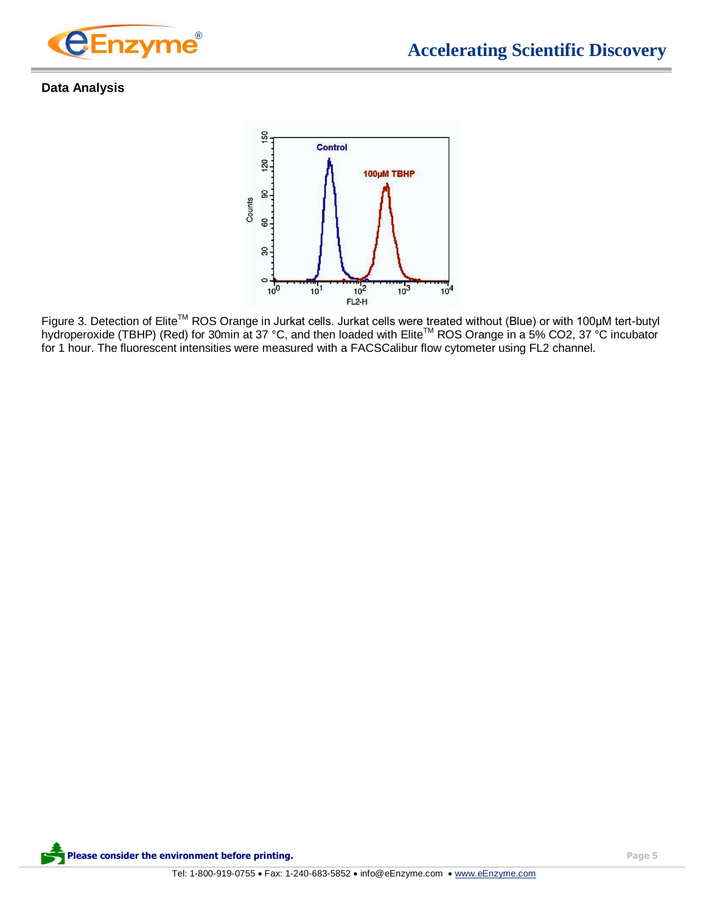## Data Analysis

Control

100µM TBHP

Counts

0
30
60
90
120
150

$10^0$
$10^1$
$10^2$
$10^3$
$10^4$

FL2-H

Figure 3. Detection of Elite™ ROS Orange in Jurkat cells. Jurkat cells were treated without (Blue) or with 100µM tert-butyl hydroperoxide (TBHP) (Red) for 30min at 37 °C, and then loaded with Elite™ ROS Orange in a 5% $CO_2$, 37 °C incubator for 1 hour. The fluorescent intensities were measured with a FACSCalibur flow cytometer using FL2 channel.